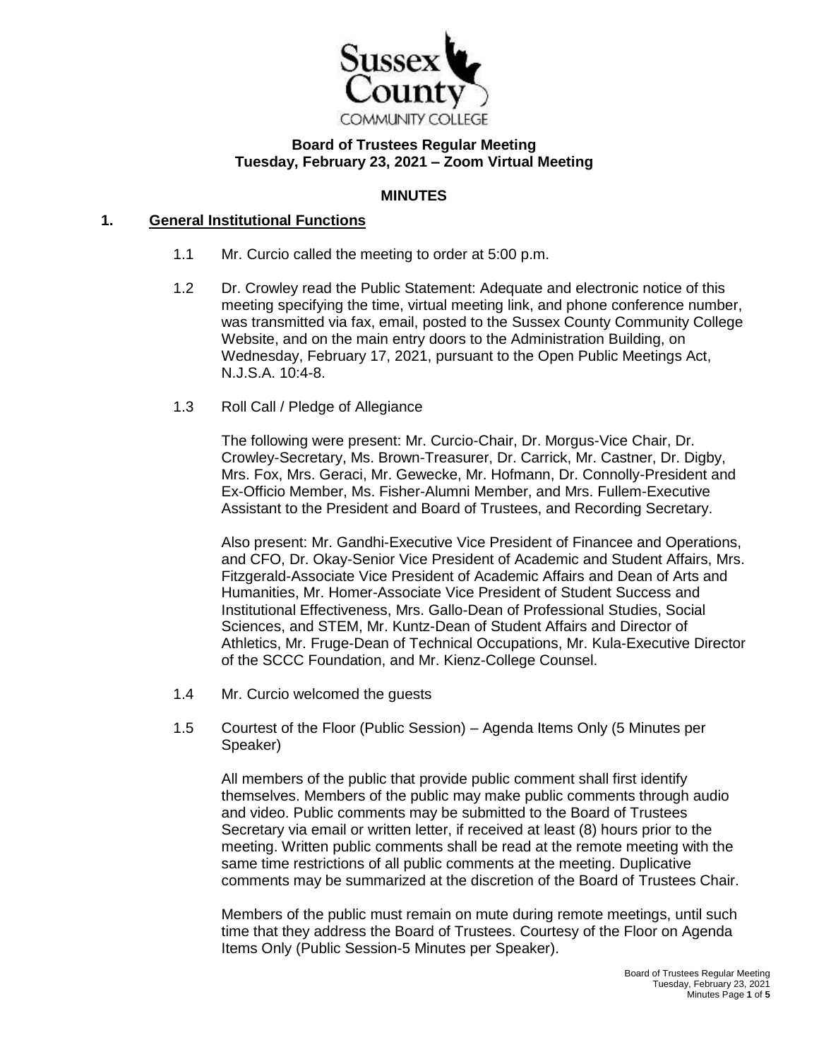# Sussex County COMMUNITY COLLEGE

**Board of Trustees Regular Meeting**
**Tuesday, February 23, 2021 – Zoom Virtual Meeting**

**MINUTES**

## 1. General Institutional Functions

1.1 Mr. Curcio called the meeting to order at 5:00 p.m.

1.2 Dr. Crowley read the Public Statement: Adequate and electronic notice of this meeting specifying the time, virtual meeting link, and phone conference number, was transmitted via fax, email, posted to the Sussex County Community College Website, and on the main entry doors to the Administration Building, on Wednesday, February 17, 2021, pursuant to the Open Public Meetings Act, N.J.S.A. 10:4-8.

1.3 Roll Call / Pledge of Allegiance

The following were present: Mr. Curcio-Chair, Dr. Morgus-Vice Chair, Dr. Crowley-Secretary, Ms. Brown-Treasurer, Dr. Carrick, Mr. Castner, Dr. Digby, Mrs. Fox, Mrs. Geraci, Mr. Gewecke, Mr. Hofmann, Dr. Connolly-President and Ex-Officio Member, Ms. Fisher-Alumni Member, and Mrs. Fullem-Executive Assistant to the President and Board of Trustees, and Recording Secretary.

Also present: Mr. Gandhi-Executive Vice President of Financee and Operations, and CFO, Dr. Okay-Senior Vice President of Academic and Student Affairs, Mrs. Fitzgerald-Associate Vice President of Academic Affairs and Dean of Arts and Humanities, Mr. Homer-Associate Vice President of Student Success and Institutional Effectiveness, Mrs. Gallo-Dean of Professional Studies, Social Sciences, and STEM, Mr. Kuntz-Dean of Student Affairs and Director of Athletics, Mr. Fruge-Dean of Technical Occupations, Mr. Kula-Executive Director of the SCCC Foundation, and Mr. Kienz-College Counsel.

1.4 Mr. Curcio welcomed the guests

1.5 Courtest of the Floor (Public Session) – Agenda Items Only (5 Minutes per Speaker)

All members of the public that provide public comment shall first identify themselves. Members of the public may make public comments through audio and video. Public comments may be submitted to the Board of Trustees Secretary via email or written letter, if received at least (8) hours prior to the meeting. Written public comments shall be read at the remote meeting with the same time restrictions of all public comments at the meeting. Duplicative comments may be summarized at the discretion of the Board of Trustees Chair.

Members of the public must remain on mute during remote meetings, until such time that they address the Board of Trustees. Courtesy of the Floor on Agenda Items Only (Public Session-5 Minutes per Speaker).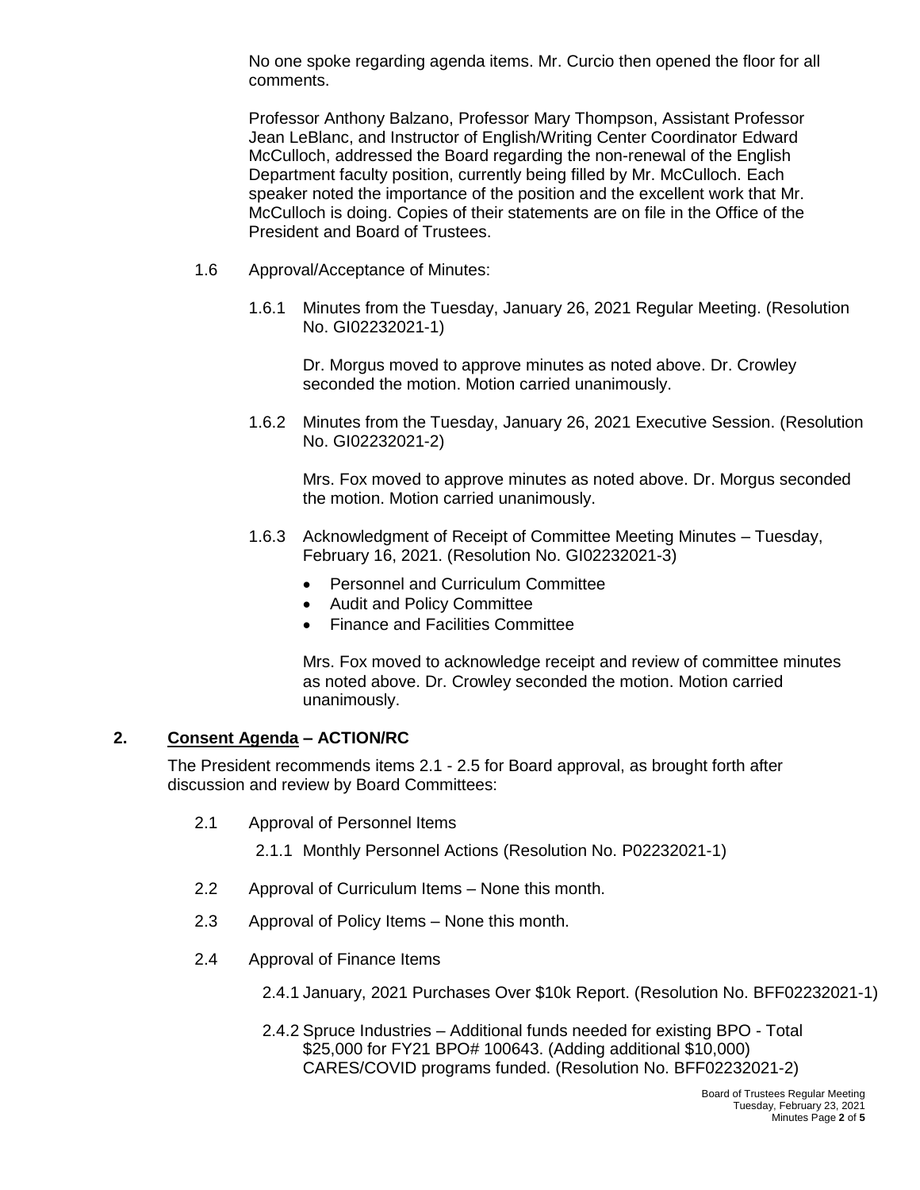No one spoke regarding agenda items. Mr. Curcio then opened the floor for all comments.

Professor Anthony Balzano, Professor Mary Thompson, Assistant Professor Jean LeBlanc, and Instructor of English/Writing Center Coordinator Edward McCulloch, addressed the Board regarding the non-renewal of the English Department faculty position, currently being filled by Mr. McCulloch. Each speaker noted the importance of the position and the excellent work that Mr. McCulloch is doing. Copies of their statements are on file in the Office of the President and Board of Trustees.

1.6 Approval/Acceptance of Minutes:

1.6.1 Minutes from the Tuesday, January 26, 2021 Regular Meeting. (Resolution No. GI02232021-1)

Dr. Morgus moved to approve minutes as noted above. Dr. Crowley seconded the motion. Motion carried unanimously.

1.6.2 Minutes from the Tuesday, January 26, 2021 Executive Session. (Resolution No. GI02232021-2)

Mrs. Fox moved to approve minutes as noted above. Dr. Morgus seconded the motion. Motion carried unanimously.

1.6.3 Acknowledgment of Receipt of Committee Meeting Minutes – Tuesday, February 16, 2021. (Resolution No. GI02232021-3)

- Personnel and Curriculum Committee
- Audit and Policy Committee
- Finance and Facilities Committee

Mrs. Fox moved to acknowledge receipt and review of committee minutes as noted above. Dr. Crowley seconded the motion. Motion carried unanimously.

## 2. <u>Consent Agenda</u> – ACTION/RC

The President recommends items 2.1 - 2.5 for Board approval, as brought forth after discussion and review by Board Committees:

2.1 Approval of Personnel Items

2.1.1 Monthly Personnel Actions (Resolution No. P02232021-1)

2.2 Approval of Curriculum Items – None this month.

2.3 Approval of Policy Items – None this month.

2.4 Approval of Finance Items

2.4.1 January, 2021 Purchases Over $10k Report. (Resolution No. BFF02232021-1)

2.4.2 Spruce Industries – Additional funds needed for existing BPO - Total $25,000 for FY21 BPO# 100643. (Adding additional $10,000) CARES/COVID programs funded. (Resolution No. BFF02232021-2)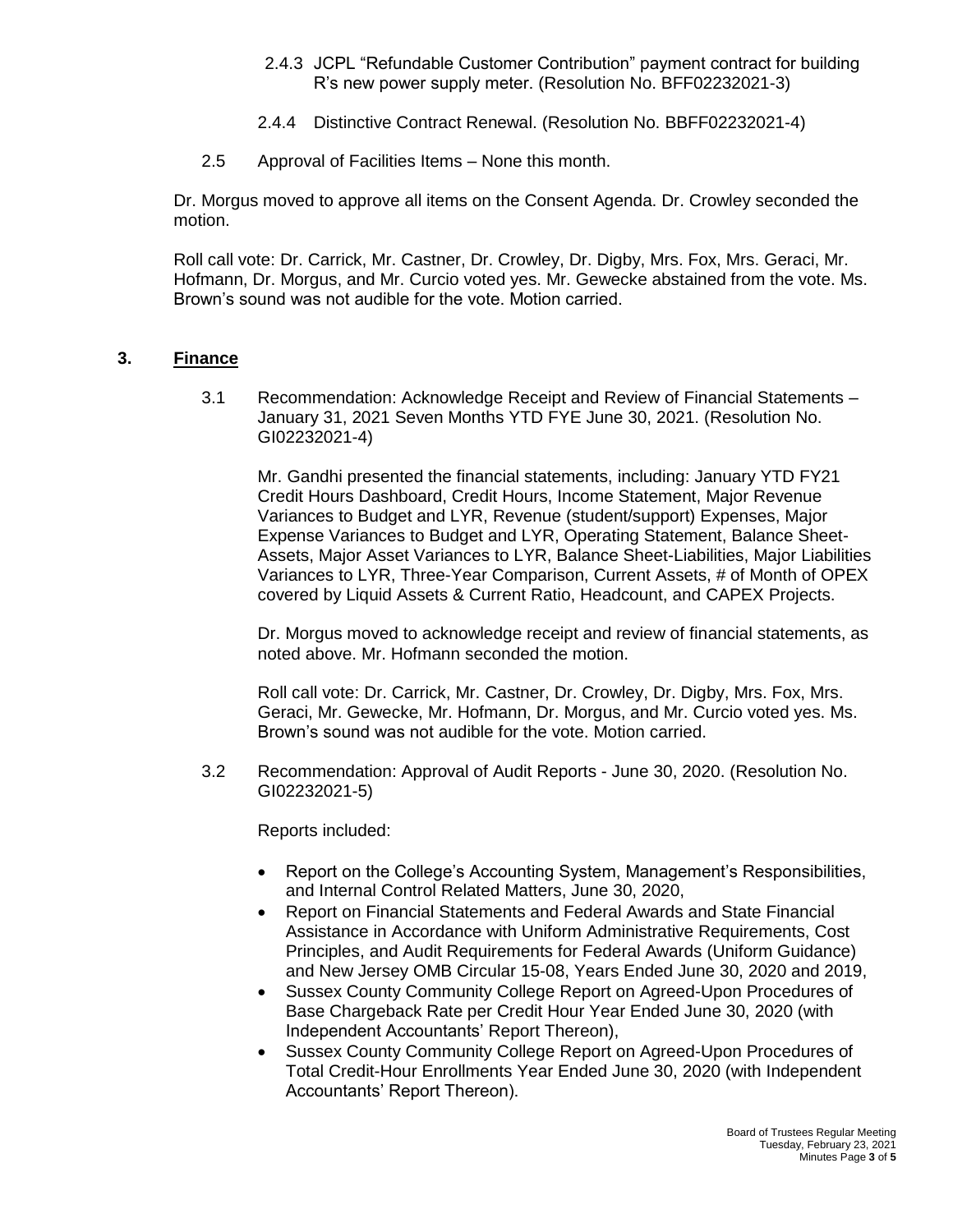2.4.3 JCPL "Refundable Customer Contribution" payment contract for building R's new power supply meter. (Resolution No. BFF02232021-3)

2.4.4 Distinctive Contract Renewal. (Resolution No. BBFF02232021-4)

2.5 Approval of Facilities Items – None this month.

Dr. Morgus moved to approve all items on the Consent Agenda. Dr. Crowley seconded the motion.

Roll call vote: Dr. Carrick, Mr. Castner, Dr. Crowley, Dr. Digby, Mrs. Fox, Mrs. Geraci, Mr. Hofmann, Dr. Morgus, and Mr. Curcio voted yes. Mr. Gewecke abstained from the vote. Ms. Brown's sound was not audible for the vote. Motion carried.

## 3. Finance

3.1 Recommendation: Acknowledge Receipt and Review of Financial Statements – January 31, 2021 Seven Months YTD FYE June 30, 2021. (Resolution No. GI02232021-4)

Mr. Gandhi presented the financial statements, including: January YTD FY21 Credit Hours Dashboard, Credit Hours, Income Statement, Major Revenue Variances to Budget and LYR, Revenue (student/support) Expenses, Major Expense Variances to Budget and LYR, Operating Statement, Balance Sheet-Assets, Major Asset Variances to LYR, Balance Sheet-Liabilities, Major Liabilities Variances to LYR, Three-Year Comparison, Current Assets, # of Month of OPEX covered by Liquid Assets & Current Ratio, Headcount, and CAPEX Projects.

Dr. Morgus moved to acknowledge receipt and review of financial statements, as noted above. Mr. Hofmann seconded the motion.

Roll call vote: Dr. Carrick, Mr. Castner, Dr. Crowley, Dr. Digby, Mrs. Fox, Mrs. Geraci, Mr. Gewecke, Mr. Hofmann, Dr. Morgus, and Mr. Curcio voted yes. Ms. Brown's sound was not audible for the vote. Motion carried.

3.2 Recommendation: Approval of Audit Reports - June 30, 2020. (Resolution No. GI02232021-5)

Reports included:

- Report on the College's Accounting System, Management's Responsibilities, and Internal Control Related Matters, June 30, 2020,
- Report on Financial Statements and Federal Awards and State Financial Assistance in Accordance with Uniform Administrative Requirements, Cost Principles, and Audit Requirements for Federal Awards (Uniform Guidance) and New Jersey OMB Circular 15-08, Years Ended June 30, 2020 and 2019,
- Sussex County Community College Report on Agreed-Upon Procedures of Base Chargeback Rate per Credit Hour Year Ended June 30, 2020 (with Independent Accountants' Report Thereon),
- Sussex County Community College Report on Agreed-Upon Procedures of Total Credit-Hour Enrollments Year Ended June 30, 2020 (with Independent Accountants' Report Thereon).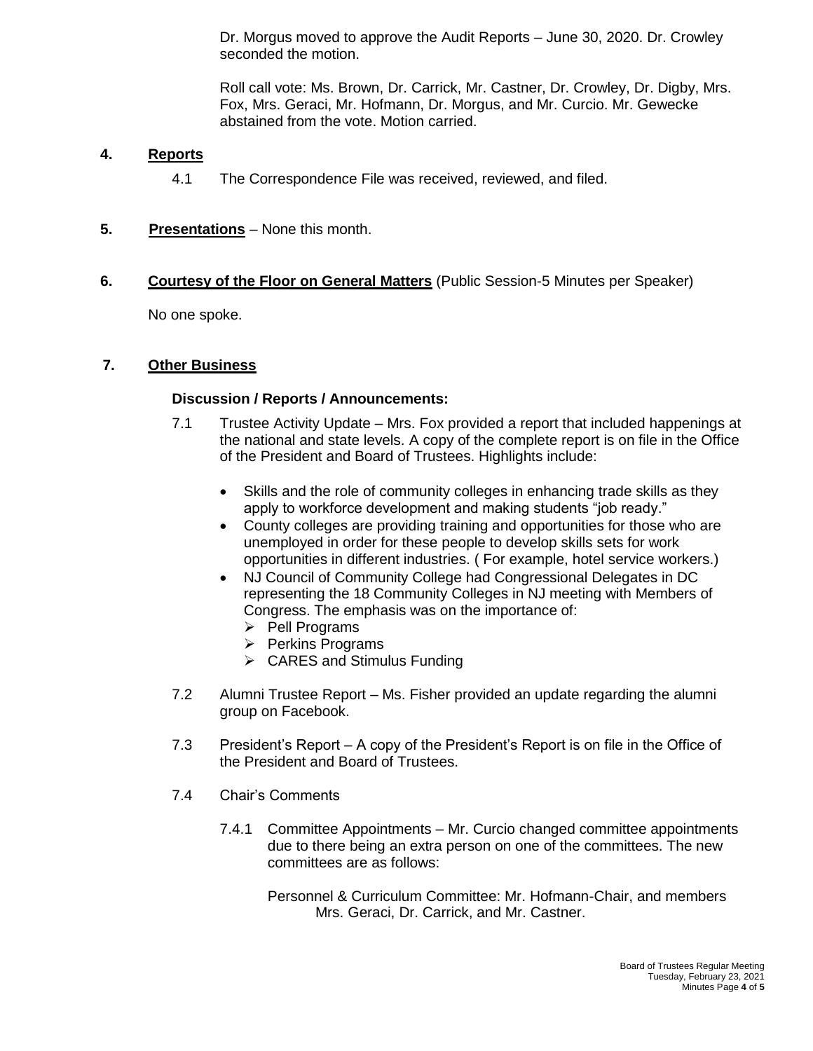Dr. Morgus moved to approve the Audit Reports – June 30, 2020. Dr. Crowley seconded the motion.

Roll call vote: Ms. Brown, Dr. Carrick, Mr. Castner, Dr. Crowley, Dr. Digby, Mrs. Fox, Mrs. Geraci, Mr. Hofmann, Dr. Morgus, and Mr. Curcio. Mr. Gewecke abstained from the vote. Motion carried.

## 4. Reports

4.1 The Correspondence File was received, reviewed, and filed.

## 5. Presentations – None this month.

## 6. Courtesy of the Floor on General Matters (Public Session-5 Minutes per Speaker)

No one spoke.

## 7. Other Business

**Discussion / Reports / Announcements:**

7.1 Trustee Activity Update – Mrs. Fox provided a report that included happenings at the national and state levels. A copy of the complete report is on file in the Office of the President and Board of Trustees. Highlights include:

- Skills and the role of community colleges in enhancing trade skills as they apply to workforce development and making students "job ready."
- County colleges are providing training and opportunities for those who are unemployed in order for these people to develop skills sets for work opportunities in different industries. ( For example, hotel service workers.)
- NJ Council of Community College had Congressional Delegates in DC representing the 18 Community Colleges in NJ meeting with Members of Congress. The emphasis was on the importance of:
  - Pell Programs
  - Perkins Programs
  - CARES and Stimulus Funding

7.2 Alumni Trustee Report – Ms. Fisher provided an update regarding the alumni group on Facebook.

7.3 President's Report – A copy of the President's Report is on file in the Office of the President and Board of Trustees.

7.4 Chair's Comments

7.4.1 Committee Appointments – Mr. Curcio changed committee appointments due to there being an extra person on one of the committees. The new committees are as follows:

Personnel & Curriculum Committee: Mr. Hofmann-Chair, and members Mrs. Geraci, Dr. Carrick, and Mr. Castner.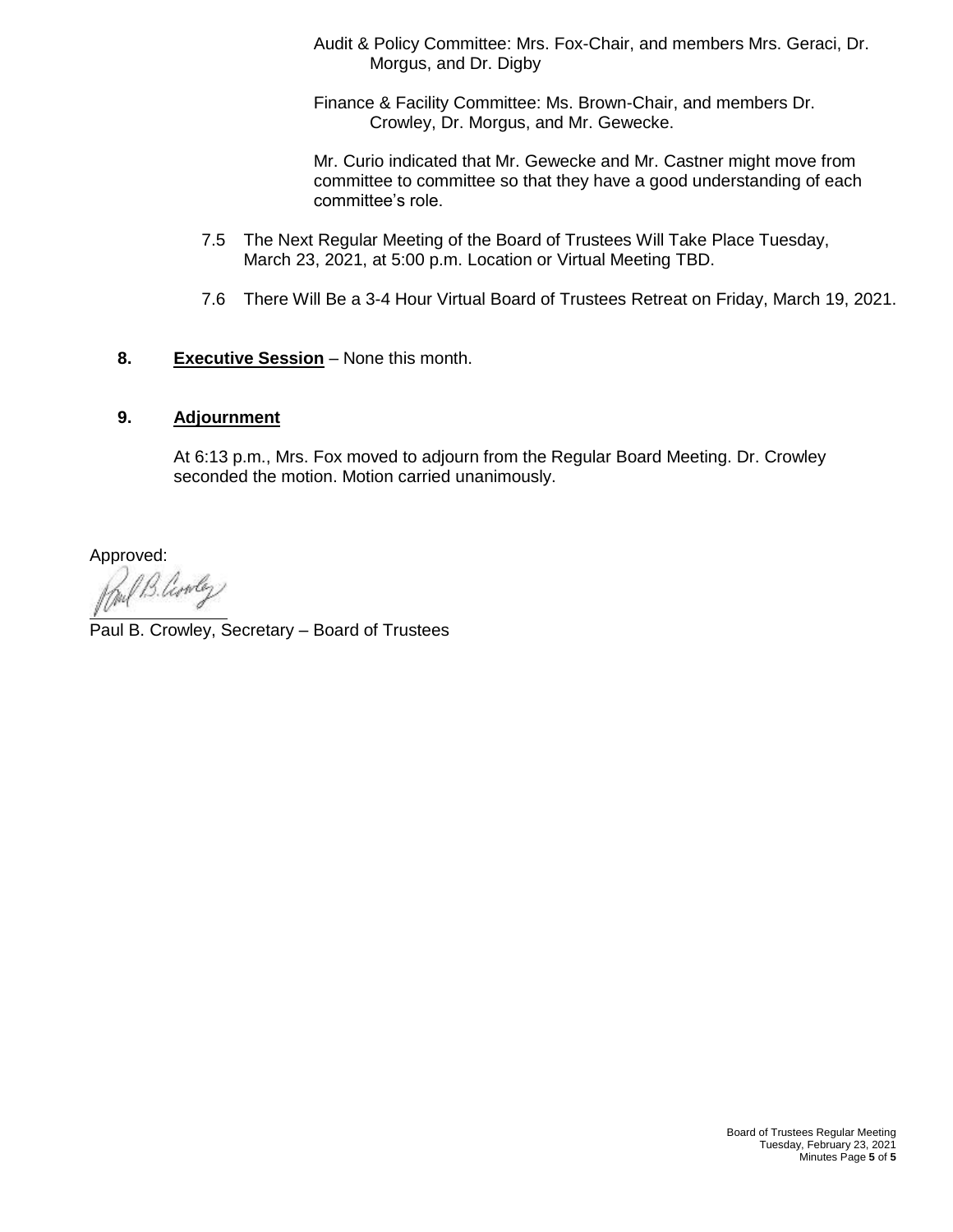Audit & Policy Committee: Mrs. Fox-Chair, and members Mrs. Geraci, Dr. Morgus, and Dr. Digby

Finance & Facility Committee: Ms. Brown-Chair, and members Dr. Crowley, Dr. Morgus, and Mr. Gewecke.

Mr. Curio indicated that Mr. Gewecke and Mr. Castner might move from committee to committee so that they have a good understanding of each committee's role.

7.5 The Next Regular Meeting of the Board of Trustees Will Take Place Tuesday, March 23, 2021, at 5:00 p.m. Location or Virtual Meeting TBD.

7.6 There Will Be a 3-4 Hour Virtual Board of Trustees Retreat on Friday, March 19, 2021.

**8. Executive Session** – None this month.

**9. Adjournment**

At 6:13 p.m., Mrs. Fox moved to adjourn from the Regular Board Meeting. Dr. Crowley seconded the motion. Motion carried unanimously.

Approved:

Paul B. Crowley, Secretary – Board of Trustees